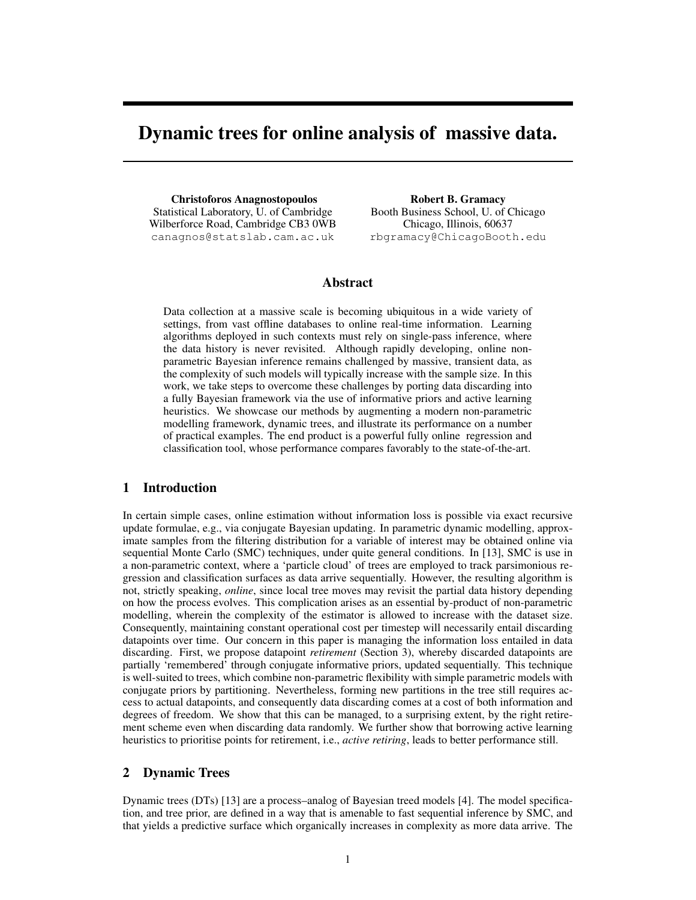# Dynamic trees for online analysis of massive data.

**Christoforos Anagnostopoulos**
Statistical Laboratory, U. of Cambridge
Wilberforce Road, Cambridge CB3 0WB
canagnos@statslab.cam.ac.uk

**Robert B. Gramacy**
Booth Business School, U. of Chicago
Chicago, Illinois, 60637
rbgramacy@ChicagoBooth.edu

## Abstract

Data collection at a massive scale is becoming ubiquitous in a wide variety of settings, from vast offline databases to online real-time information. Learning algorithms deployed in such contexts must rely on single-pass inference, where the data history is never revisited. Although rapidly developing, online non-parametric Bayesian inference remains challenged by massive, transient data, as the complexity of such models will typically increase with the sample size. In this work, we take steps to overcome these challenges by porting data discarding into a fully Bayesian framework via the use of informative priors and active learning heuristics. We showcase our methods by augmenting a modern non-parametric modelling framework, dynamic trees, and illustrate its performance on a number of practical examples. The end product is a powerful fully online regression and classification tool, whose performance compares favorably to the state-of-the-art.

## 1 Introduction

In certain simple cases, online estimation without information loss is possible via exact recursive update formulae, e.g., via conjugate Bayesian updating. In parametric dynamic modelling, approximate samples from the filtering distribution for a variable of interest may be obtained online via sequential Monte Carlo (SMC) techniques, under quite general conditions. In [13], SMC is use in a non-parametric context, where a 'particle cloud' of trees are employed to track parsimonious regression and classification surfaces as data arrive sequentially. However, the resulting algorithm is not, strictly speaking, *online*, since local tree moves may revisit the partial data history depending on how the process evolves. This complication arises as an essential by-product of non-parametric modelling, wherein the complexity of the estimator is allowed to increase with the dataset size. Consequently, maintaining constant operational cost per timestep will necessarily entail discarding datapoints over time. Our concern in this paper is managing the information loss entailed in data discarding. First, we propose datapoint *retirement* (Section 3), whereby discarded datapoints are partially 'remembered' through conjugate informative priors, updated sequentially. This technique is well-suited to trees, which combine non-parametric flexibility with simple parametric models with conjugate priors by partitioning. Nevertheless, forming new partitions in the tree still requires access to actual datapoints, and consequently data discarding comes at a cost of both information and degrees of freedom. We show that this can be managed, to a surprising extent, by the right retirement scheme even when discarding data randomly. We further show that borrowing active learning heuristics to prioritise points for retirement, i.e., *active retiring*, leads to better performance still.

## 2 Dynamic Trees

Dynamic trees (DTs) [13] are a process–analog of Bayesian treed models [4]. The model specification, and tree prior, are defined in a way that is amenable to fast sequential inference by SMC, and that yields a predictive surface which organically increases in complexity as more data arrive. The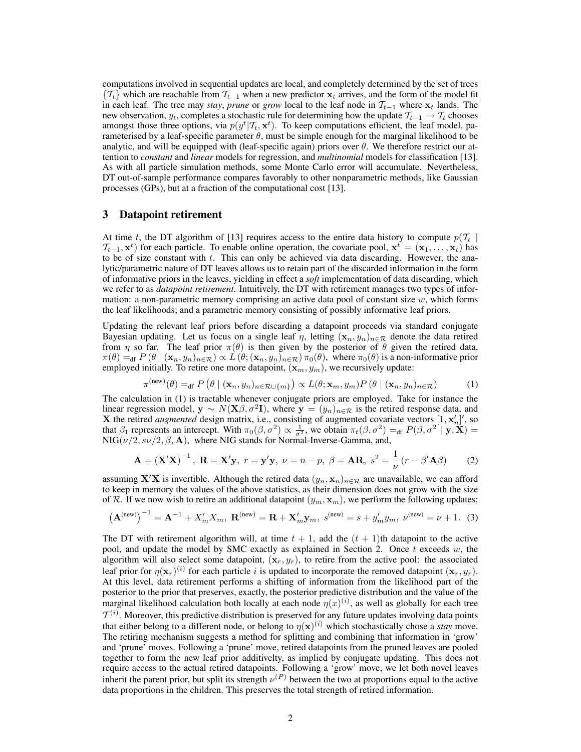computations involved in sequential updates are local, and completely determined by the set of trees $\{\mathcal{T}_t\}$ which are reachable from $\mathcal{T}_{t-1}$ when a new predictor $\mathbf{x}_t$ arrives, and the form of the model fit in each leaf. The tree may *stay*, *prune* or *grow* local to the leaf node in $\mathcal{T}_{t-1}$ where $\mathbf{x}_t$ lands. The new observation, $y_t$, completes a stochastic rule for determining how the update $\mathcal{T}_{t-1} \rightarrow \mathcal{T}_t$ chooses amongst those three options, via $p(y^t|\mathcal{T}_t, \mathbf{x}^t)$. To keep computations efficient, the leaf model, parameterised by a leaf-specific parameter $\theta$, must be simple enough for the marginal likelihood to be analytic, and will be equipped with (leaf-specific again) priors over $\theta$. We therefore restrict our attention to *constant* and *linear* models for regression, and *multinomial* models for classification [13]. As with all particle simulation methods, some Monte Carlo error will accumulate. Nevertheless, DT out-of-sample performance compares favorably to other nonparametric methods, like Gaussian processes (GPs), but at a fraction of the computational cost [13].

## 3 Datapoint retirement

At time $t$, the DT algorithm of [13] requires access to the entire data history to compute $p(\mathcal{T}_t \mid \mathcal{T}_{t-1}, \mathbf{x}^t)$ for each particle. To enable online operation, the covariate pool, $\mathbf{x}^t = (\mathbf{x}_1, \ldots, \mathbf{x}_t)$ has to be of size constant with $t$. This can only be achieved via data discarding. However, the analytic/parametric nature of DT leaves allows us to retain part of the discarded information in the form of informative priors in the leaves, yielding in effect a *soft* implementation of data discarding, which we refer to as *datapoint retirement*. Intuitively, the DT with retirement manages two types of information: a non-parametric memory comprising an active data pool of constant size $w$, which forms the leaf likelihoods; and a parametric memory consisting of possibly informative leaf priors.

Updating the relevant leaf priors before discarding a datapoint proceeds via standard conjugate Bayesian updating. Let us focus on a single leaf $\eta$, letting $(\mathbf{x}_n, y_n)_{n\in\mathcal{R}}$ denote the data retired from $\eta$ so far. The leaf prior $\pi(\theta)$ is then given by the posterior of $\theta$ given the retired data, $\pi(\theta) =_{\text{df}} P\left(\theta \mid (\mathbf{x}_n, y_n)_{n\in\mathcal{R}}\right) \propto L\left(\theta; (\mathbf{x}_n, y_n)_{n\in\mathcal{R}}\right) \pi_0(\theta)$, where $\pi_0(\theta)$ is a non-informative prior employed initially. To retire one more datapoint, $(\mathbf{x}_m, y_m)$, we recursively update:

$$\pi^{(\text{new})}(\theta) =_{\text{df}} P\left(\theta \mid (\mathbf{x}_n, y_n)_{n\in\mathcal{R}\cup\{m\}}\right) \propto L(\theta; \mathbf{x}_m, y_m) P\left(\theta \mid (\mathbf{x}_n, y_n)_{n\in\mathcal{R}}\right) \tag{1}$$

The calculation in (1) is tractable whenever conjugate priors are employed. Take for instance the linear regression model, $\mathbf{y} \sim N(\mathbf{X}\beta, \sigma^2\mathbf{I})$, where $\mathbf{y} = (y_n)_{n\in\mathcal{R}}$ is the retired response data, and $\mathbf{X}$ the retired *augmented* design matrix, i.e., consisting of augmented covariate vectors $[1, \mathbf{x}_n']'$, so that $\beta_1$ represents an intercept. With $\pi_0(\beta, \sigma^2) \propto \frac{1}{\sigma^2}$, we obtain $\pi_t(\beta, \sigma^2) =_{\text{df}} P(\beta, \sigma^2 \mid \mathbf{y}, \mathbf{X}) = \text{NIG}(\nu/2, s\nu/2, \beta, \mathbf{A})$, where NIG stands for Normal-Inverse-Gamma, and,

$$\mathbf{A} = \left(\mathbf{X}'\mathbf{X}\right)^{-1}, \ \mathbf{R} = \mathbf{X}'\mathbf{y}, \ r = \mathbf{y}'\mathbf{y}, \ \nu = n - p, \ \beta = \mathbf{A}\mathbf{R}, \ s^2 = \frac{1}{\nu}\left(r - \beta'\mathbf{A}\beta\right) \tag{2}$$

assuming $\mathbf{X}'\mathbf{X}$ is invertible. Although the retired data $(y_n, \mathbf{x}_n)_{n\in\mathcal{R}}$ are unavailable, we can afford to keep in memory the values of the above statistics, as their dimension does not grow with the size of $\mathcal{R}$. If we now wish to retire an additional datapoint $(y_m, \mathbf{x}_m)$, we perform the following updates:

$$\left(\mathbf{A}^{(\text{new})}\right)^{-1} = \mathbf{A}^{-1} + X_m' X_m, \ \mathbf{R}^{(\text{new})} = \mathbf{R} + \mathbf{X}_m'\mathbf{y}_m, \ s^{(\text{new})} = s + y_m' y_m, \ \nu^{(\text{new})} = \nu + 1. \tag{3}$$

The DT with retirement algorithm will, at time $t+1$, add the $(t+1)$th datapoint to the active pool, and update the model by SMC exactly as explained in Section 2. Once $t$ exceeds $w$, the algorithm will also select some datapoint, $(\mathbf{x}_r, y_r)$, to retire from the active pool: the associated leaf prior for $\eta(\mathbf{x}_r)^{(i)}$ for each particle $i$ is updated to incorporate the removed datapoint $(\mathbf{x}_r, y_r)$. At this level, data retirement performs a shifting of information from the likelihood part of the posterior to the prior that preserves, exactly, the posterior predictive distribution and the value of the marginal likelihood calculation both locally at each node $\eta(x)^{(i)}$, as well as globally for each tree $\mathcal{T}^{(i)}$. Moreover, this predictive distribution is preserved for any future updates involving data points that either belong to a different node, or belong to $\eta(\mathbf{x})^{(i)}$ which stochastically chose a *stay* move. The retiring mechanism suggests a method for splitting and combining that information in 'grow' and 'prune' moves. Following a 'prune' move, retired datapoints from the pruned leaves are pooled together to form the new leaf prior additivelty, as implied by conjugate updating. This does not require access to the actual retired datapoints. Following a 'grow' move, we let both novel leaves inherit the parent prior, but split its strength $\nu^{(P)}$ between the two at proportions equal to the active data proportions in the children. This preserves the total strength of retired information.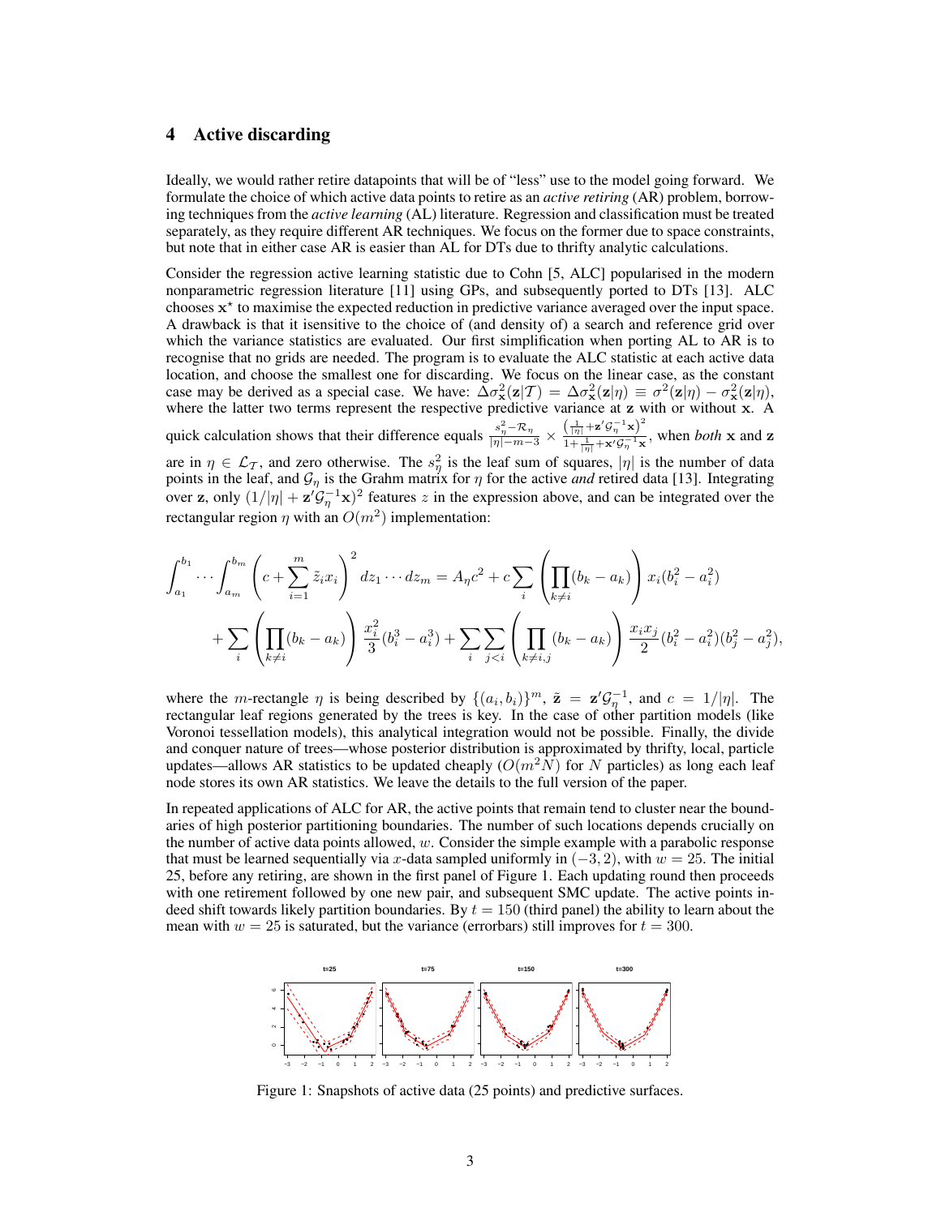## 4 Active discarding

Ideally, we would rather retire datapoints that will be of "less" use to the model going forward. We formulate the choice of which active data points to retire as an *active retiring* (AR) problem, borrowing techniques from the *active learning* (AL) literature. Regression and classification must be treated separately, as they require different AR techniques. We focus on the former due to space constraints, but note that in either case AR is easier than AL for DTs due to thrifty analytic calculations.

Consider the regression active learning statistic due to Cohn [5, ALC] popularised in the modern nonparametric regression literature [11] using GPs, and subsequently ported to DTs [13]. ALC chooses $\mathbf{x}^\star$ to maximise the expected reduction in predictive variance averaged over the input space. A drawback is that it isensitive to the choice of (and density of) a search and reference grid over which the variance statistics are evaluated. Our first simplification when porting AL to AR is to recognise that no grids are needed. The program is to evaluate the ALC statistic at each active data location, and choose the smallest one for discarding. We focus on the linear case, as the constant case may be derived as a special case. We have: $\Delta\sigma^2_{\mathbf{x}}(\mathbf{z}|\mathcal{T}) = \Delta\sigma^2_{\mathbf{x}}(\mathbf{z}|\eta) \equiv \sigma^2(\mathbf{z}|\eta) - \sigma^2_{\mathbf{x}}(\mathbf{z}|\eta)$, where the latter two terms represent the respective predictive variance at $\mathbf{z}$ with or without $\mathbf{x}$. A quick calculation shows that their difference equals $\frac{s^2_\eta - \mathcal{R}_\eta}{|\eta| - m - 3} \times \frac{\left(\frac{1}{|\eta|} + \mathbf{z}'\mathcal{G}^{-1}_\eta \mathbf{x}\right)^2}{1 + \frac{1}{|\eta|} + \mathbf{x}'\mathcal{G}^{-1}_\eta \mathbf{x}}$, when *both* $\mathbf{x}$ and $\mathbf{z}$ are in $\eta \in \mathcal{L}_\mathcal{T}$, and zero otherwise. The $s^2_\eta$ is the leaf sum of squares, $|\eta|$ is the number of data points in the leaf, and $\mathcal{G}_\eta$ is the Grahm matrix for $\eta$ for the active *and* retired data [13]. Integrating over $\mathbf{z}$, only $(1/|\eta| + \mathbf{z}'\mathcal{G}^{-1}_\eta \mathbf{x})^2$ features $z$ in the expression above, and can be integrated over the rectangular region $\eta$ with an $O(m^2)$ implementation:

$$
\int_{a_1}^{b_1} \cdots \int_{a_m}^{b_m} \left( c + \sum_{i=1}^m \tilde{z}_i x_i \right)^2 dz_1 \cdots dz_m = A_\eta c^2 + c \sum_i \left( \prod_{k \neq i} (b_k - a_k) \right) x_i (b_i^2 - a_i^2)
$$

$$
+ \sum_i \left( \prod_{k \neq i} (b_k - a_k) \right) \frac{x_i^2}{3} (b_i^3 - a_i^3) + \sum_i \sum_{j < i} \left( \prod_{k \neq i,j} (b_k - a_k) \right) \frac{x_i x_j}{2} (b_i^2 - a_i^2)(b_j^2 - a_j^2),
$$

where the $m$-rectangle $\eta$ is being described by $\{(a_i, b_i)\}^m$, $\tilde{\mathbf{z}} = \mathbf{z}'\mathcal{G}^{-1}_\eta$, and $c = 1/|\eta|$. The rectangular leaf regions generated by the trees is key. In the case of other partition models (like Voronoi tessellation models), this analytical integration would not be possible. Finally, the divide and conquer nature of trees—whose posterior distribution is approximated by thrifty, local, particle updates—allows AR statistics to be updated cheaply ($O(m^2 N)$ for $N$ particles) as long each leaf node stores its own AR statistics. We leave the details to the full version of the paper.

In repeated applications of ALC for AR, the active points that remain tend to cluster near the boundaries of high posterior partitioning boundaries. The number of such locations depends crucially on the number of active data points allowed, $w$. Consider the simple example with a parabolic response that must be learned sequentially via $x$-data sampled uniformly in $(-3, 2)$, with $w = 25$. The initial 25, before any retiring, are shown in the first panel of Figure 1. Each updating round then proceeds with one retirement followed by one new pair, and subsequent SMC update. The active points indeed shift towards likely partition boundaries. By $t = 150$ (third panel) the ability to learn about the mean with $w = 25$ is saturated, but the variance (errorbars) still improves for $t = 300$.

Figure 1: Snapshots of active data (25 points) and predictive surfaces.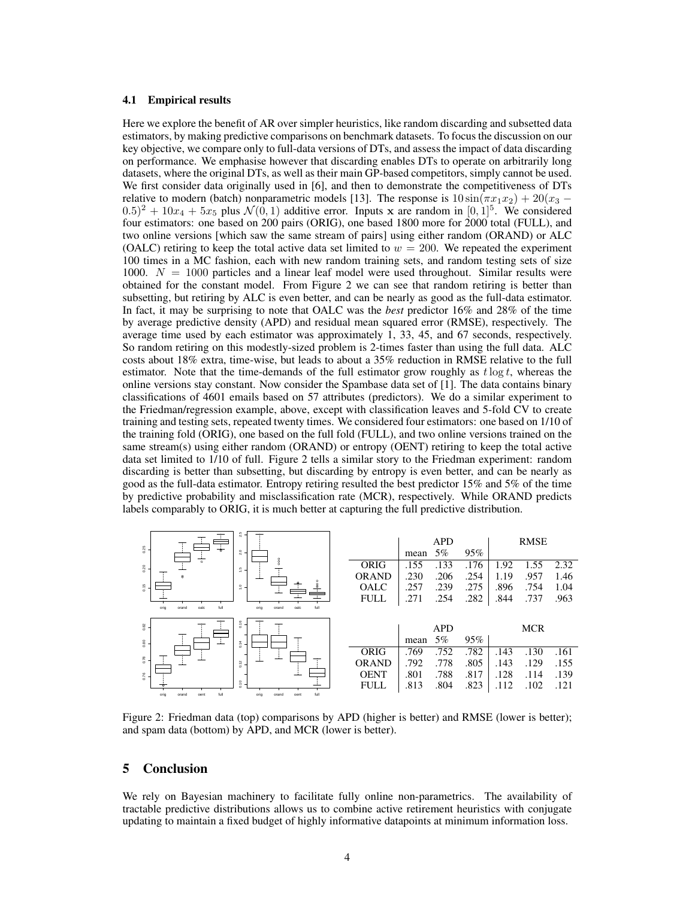### 4.1 Empirical results

Here we explore the benefit of AR over simpler heuristics, like random discarding and subsetted data estimators, by making predictive comparisons on benchmark datasets. To focus the discussion on our key objective, we compare only to full-data versions of DTs, and assess the impact of data discarding on performance. We emphasise however that discarding enables DTs to operate on arbitrarily long datasets, where the original DTs, as well as their main GP-based competitors, simply cannot be used. We first consider data originally used in [6], and then to demonstrate the competitiveness of DTs relative to modern (batch) nonparametric models [13]. The response is $10\sin(\pi x_1 x_2) + 20(x_3 - 0.5)^2 + 10x_4 + 5x_5$ plus $\mathcal{N}(0,1)$ additive error. Inputs $\mathbf{x}$ are random in $[0,1]^5$. We considered four estimators: one based on 200 pairs (ORIG), one based 1800 more for 2000 total (FULL), and two online versions [which saw the same stream of pairs] using either random (ORAND) or ALC (OALC) retiring to keep the total active data set limited to $w = 200$. We repeated the experiment 100 times in a MC fashion, each with new random training sets, and random testing sets of size 1000. $N = 1000$ particles and a linear leaf model were used throughout. Similar results were obtained for the constant model. From Figure 2 we can see that random retiring is better than subsetting, but retiring by ALC is even better, and can be nearly as good as the full-data estimator. In fact, it may be surprising to note that OALC was the *best* predictor 16% and 28% of the time by average predictive density (APD) and residual mean squared error (RMSE), respectively. The average time used by each estimator was approximately 1, 33, 45, and 67 seconds, respectively. So random retiring on this modestly-sized problem is 2-times faster than using the full data. ALC costs about 18% extra, time-wise, but leads to about a 35% reduction in RMSE relative to the full estimator. Note that the time-demands of the full estimator grow roughly as $t \log t$, whereas the online versions stay constant. Now consider the Spambase data set of [1]. The data contains binary classifications of 4601 emails based on 57 attributes (predictors). We do a similar experiment to the Friedman/regression example, above, except with classification leaves and 5-fold CV to create training and testing sets, repeated twenty times. We considered four estimators: one based on 1/10 of the training fold (ORIG), one based on the full fold (FULL), and two online versions trained on the same stream(s) using either random (ORAND) or entropy (OENT) retiring to keep the total active data set limited to 1/10 of full. Figure 2 tells a similar story to the Friedman experiment: random discarding is better than subsetting, but discarding by entropy is even better, and can be nearly as good as the full-data estimator. Entropy retiring resulted the best predictor 15% and 5% of the time by predictive probability and misclassification rate (MCR), respectively. While ORAND predicts labels comparably to ORIG, it is much better at capturing the full predictive distribution.

| | APD | | | RMSE | | |
|---|---|---|---|---|---|---|
| | mean | 5% | 95% | | | |
| ORIG | .155 | .133 | .176 | 1.92 | 1.55 | 2.32 |
| ORAND | .230 | .206 | .254 | 1.19 | .957 | 1.46 |
| OALC | .257 | .239 | .275 | .896 | .754 | 1.04 |
| FULL | .271 | .254 | .282 | .844 | .737 | .963 |

| | APD | | | MCR | | |
|---|---|---|---|---|---|---|
| | mean | 5% | 95% | | | |
| ORIG | .769 | .752 | .782 | .143 | .130 | .161 |
| ORAND | .792 | .778 | .805 | .143 | .129 | .155 |
| OENT | .801 | .788 | .817 | .128 | .114 | .139 |
| FULL | .813 | .804 | .823 | .112 | .102 | .121 |

Figure 2: Friedman data (top) comparisons by APD (higher is better) and RMSE (lower is better); and spam data (bottom) by APD, and MCR (lower is better).

## 5 Conclusion

We rely on Bayesian machinery to facilitate fully online non-parametrics. The availability of tractable predictive distributions allows us to combine active retirement heuristics with conjugate updating to maintain a fixed budget of highly informative datapoints at minimum information loss.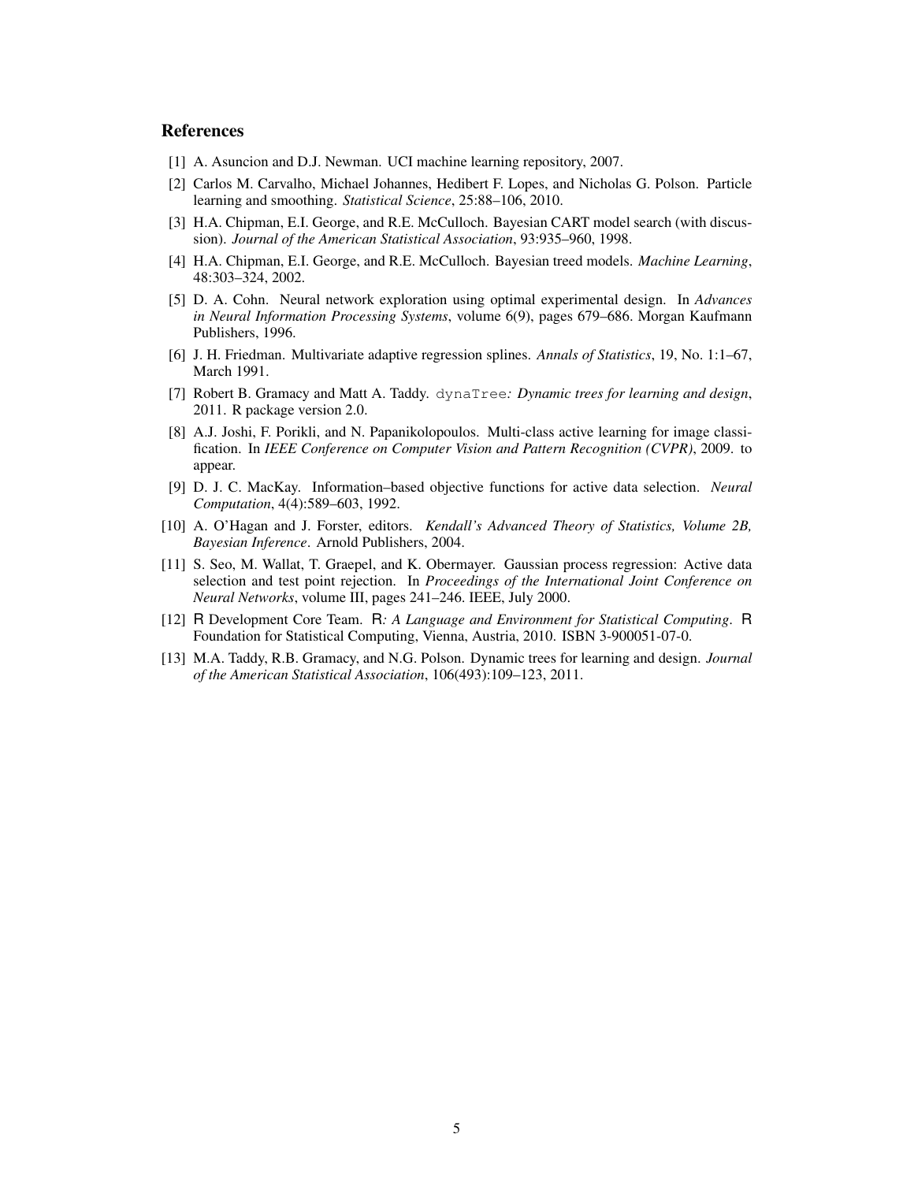## References

[1] A. Asuncion and D.J. Newman. UCI machine learning repository, 2007.

[2] Carlos M. Carvalho, Michael Johannes, Hedibert F. Lopes, and Nicholas G. Polson. Particle learning and smoothing. *Statistical Science*, 25:88–106, 2010.

[3] H.A. Chipman, E.I. George, and R.E. McCulloch. Bayesian CART model search (with discussion). *Journal of the American Statistical Association*, 93:935–960, 1998.

[4] H.A. Chipman, E.I. George, and R.E. McCulloch. Bayesian treed models. *Machine Learning*, 48:303–324, 2002.

[5] D. A. Cohn. Neural network exploration using optimal experimental design. In *Advances in Neural Information Processing Systems*, volume 6(9), pages 679–686. Morgan Kaufmann Publishers, 1996.

[6] J. H. Friedman. Multivariate adaptive regression splines. *Annals of Statistics*, 19, No. 1:1–67, March 1991.

[7] Robert B. Gramacy and Matt A. Taddy. `dynaTree`*: Dynamic trees for learning and design*, 2011. R package version 2.0.

[8] A.J. Joshi, F. Porikli, and N. Papanikolopoulos. Multi-class active learning for image classification. In *IEEE Conference on Computer Vision and Pattern Recognition (CVPR)*, 2009. to appear.

[9] D. J. C. MacKay. Information–based objective functions for active data selection. *Neural Computation*, 4(4):589–603, 1992.

[10] A. O'Hagan and J. Forster, editors. *Kendall's Advanced Theory of Statistics, Volume 2B, Bayesian Inference*. Arnold Publishers, 2004.

[11] S. Seo, M. Wallat, T. Graepel, and K. Obermayer. Gaussian process regression: Active data selection and test point rejection. In *Proceedings of the International Joint Conference on Neural Networks*, volume III, pages 241–246. IEEE, July 2000.

[12] R Development Core Team. R*: A Language and Environment for Statistical Computing*. R Foundation for Statistical Computing, Vienna, Austria, 2010. ISBN 3-900051-07-0.

[13] M.A. Taddy, R.B. Gramacy, and N.G. Polson. Dynamic trees for learning and design. *Journal of the American Statistical Association*, 106(493):109–123, 2011.